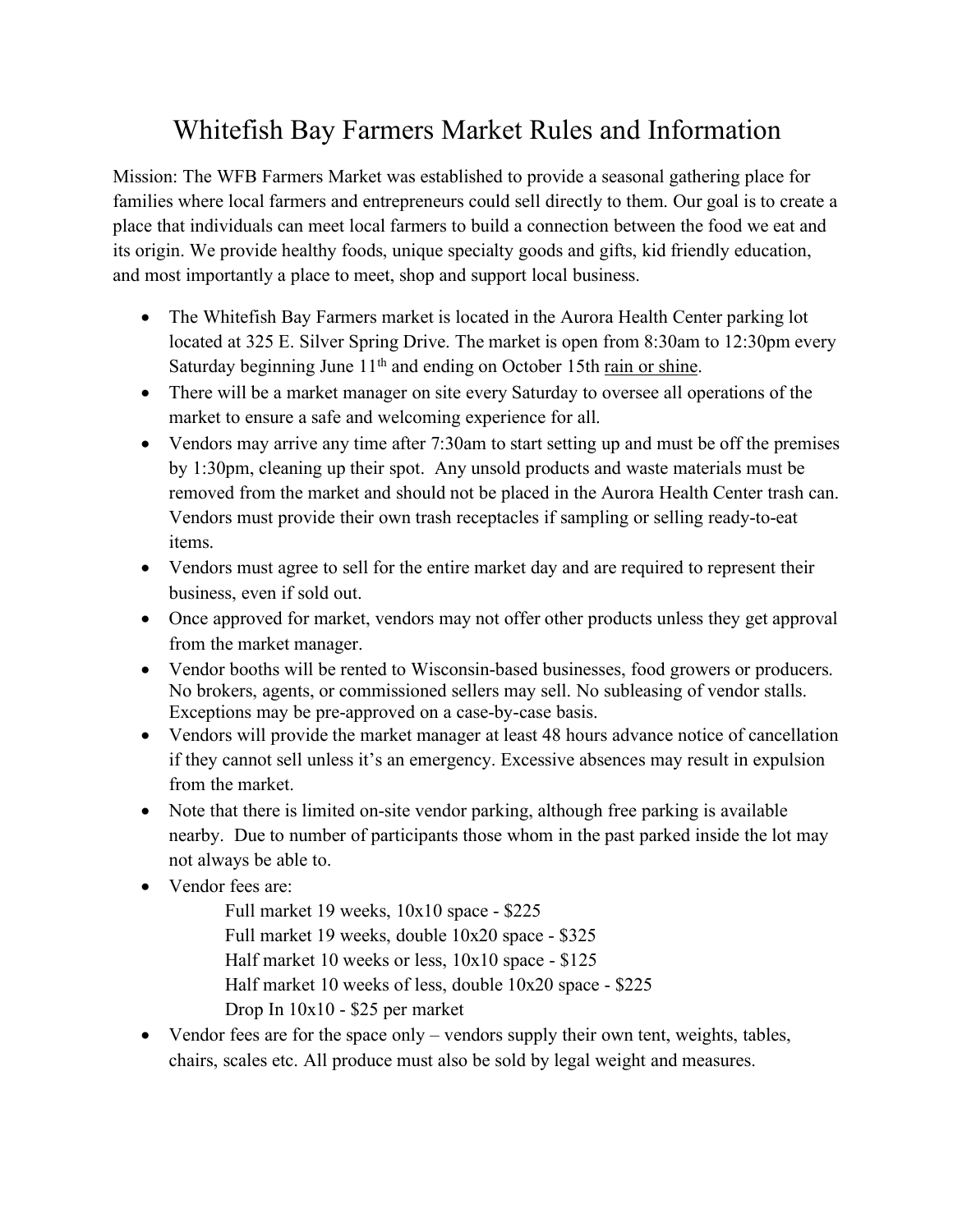# Whitefish Bay Farmers Market Rules and Information

Mission: The WFB Farmers Market was established to provide a seasonal gathering place for families where local farmers and entrepreneurs could sell directly to them. Our goal is to create a place that individuals can meet local farmers to build a connection between the food we eat and its origin. We provide healthy foods, unique specialty goods and gifts, kid friendly education, and most importantly a place to meet, shop and support local business.

- The Whitefish Bay Farmers market is located in the Aurora Health Center parking lot located at 325 E. Silver Spring Drive. The market is open from 8:30am to 12:30pm every Saturday beginning June 11th and ending on October 15th <u>rain or shine</u>.
- There will be a market manager on site every Saturday to oversee all operations of the market to ensure a safe and welcoming experience for all.
- Vendors may arrive any time after 7:30am to start setting up and must be off the premises by 1:30pm, cleaning up their spot. Any unsold products and waste materials must be removed from the market and should not be placed in the Aurora Health Center trash can. Vendors must provide their own trash receptacles if sampling or selling ready-to-eat items.
- Vendors must agree to sell for the entire market day and are required to represent their business, even if sold out.
- Once approved for market, vendors may not offer other products unless they get approval from the market manager.
- Vendor booths will be rented to Wisconsin-based businesses, food growers or producers. No brokers, agents, or commissioned sellers may sell. No subleasing of vendor stalls. Exceptions may be pre-approved on a case-by-case basis.
- Vendors will provide the market manager at least 48 hours advance notice of cancellation if they cannot sell unless it's an emergency. Excessive absences may result in expulsion from the market.
- Note that there is limited on-site vendor parking, although free parking is available nearby. Due to number of participants those whom in the past parked inside the lot may not always be able to.
- Vendor fees are:
  - Full market 19 weeks, 10x10 space - $225
  - Full market 19 weeks, double 10x20 space - $325
  - Half market 10 weeks or less, 10x10 space - $125
  - Half market 10 weeks of less, double 10x20 space - $225
  - Drop In 10x10 - $25 per market
- Vendor fees are for the space only – vendors supply their own tent, weights, tables, chairs, scales etc. All produce must also be sold by legal weight and measures.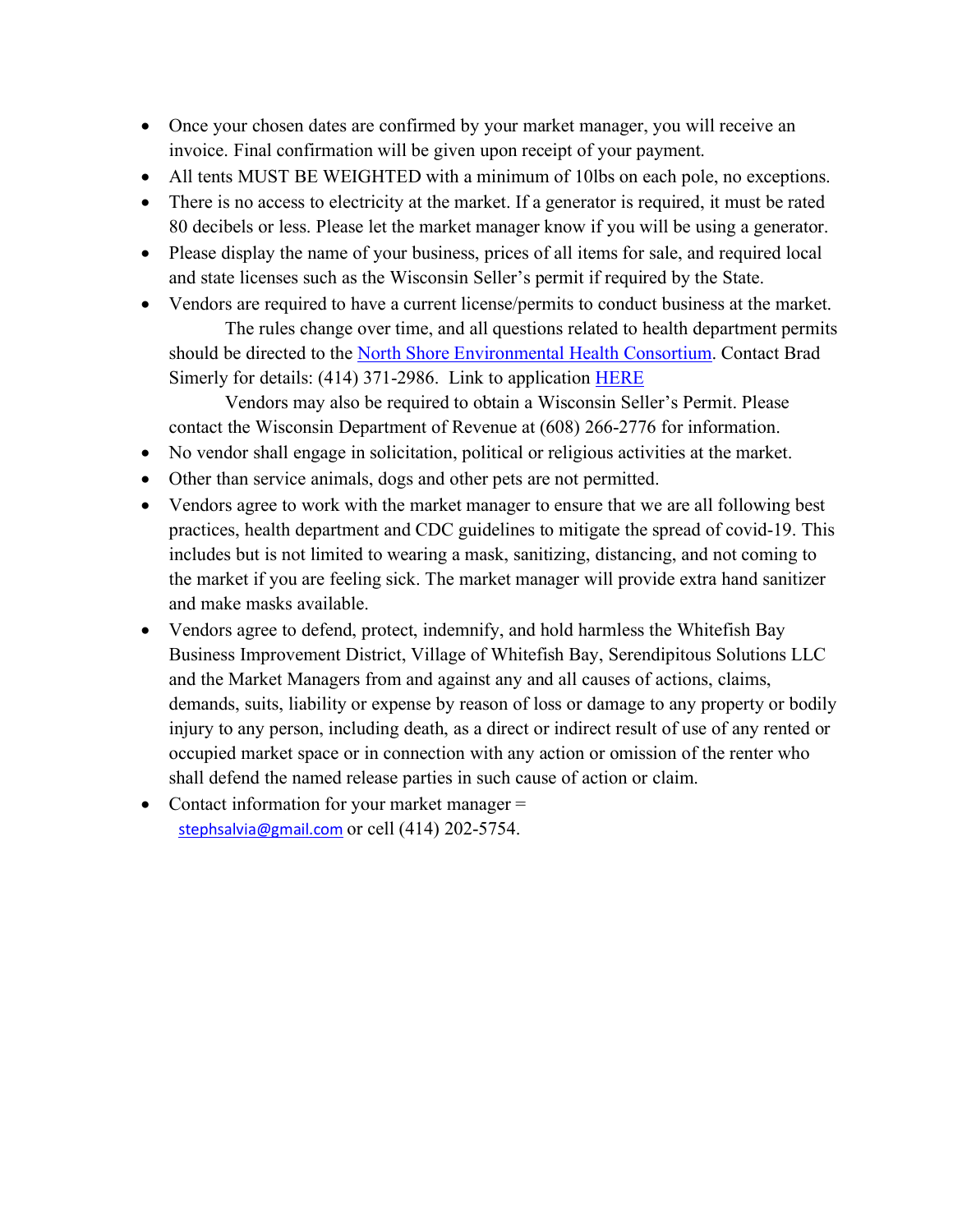- Once your chosen dates are confirmed by your market manager, you will receive an invoice. Final confirmation will be given upon receipt of your payment.
- All tents MUST BE WEIGHTED with a minimum of 10lbs on each pole, no exceptions.
- There is no access to electricity at the market. If a generator is required, it must be rated 80 decibels or less. Please let the market manager know if you will be using a generator.
- Please display the name of your business, prices of all items for sale, and required local and state licenses such as the Wisconsin Seller's permit if required by the State.
- Vendors are required to have a current license/permits to conduct business at the market.

  The rules change over time, and all questions related to health department permits should be directed to the North Shore Environmental Health Consortium. Contact Brad Simerly for details: (414) 371-2986. Link to application HERE

  Vendors may also be required to obtain a Wisconsin Seller's Permit. Please contact the Wisconsin Department of Revenue at (608) 266-2776 for information.
- No vendor shall engage in solicitation, political or religious activities at the market.
- Other than service animals, dogs and other pets are not permitted.
- Vendors agree to work with the market manager to ensure that we are all following best practices, health department and CDC guidelines to mitigate the spread of covid-19. This includes but is not limited to wearing a mask, sanitizing, distancing, and not coming to the market if you are feeling sick. The market manager will provide extra hand sanitizer and make masks available.
- Vendors agree to defend, protect, indemnify, and hold harmless the Whitefish Bay Business Improvement District, Village of Whitefish Bay, Serendipitous Solutions LLC and the Market Managers from and against any and all causes of actions, claims, demands, suits, liability or expense by reason of loss or damage to any property or bodily injury to any person, including death, as a direct or indirect result of use of any rented or occupied market space or in connection with any action or omission of the renter who shall defend the named release parties in such cause of action or claim.
- Contact information for your market manager = stephsalvia@gmail.com or cell (414) 202-5754.